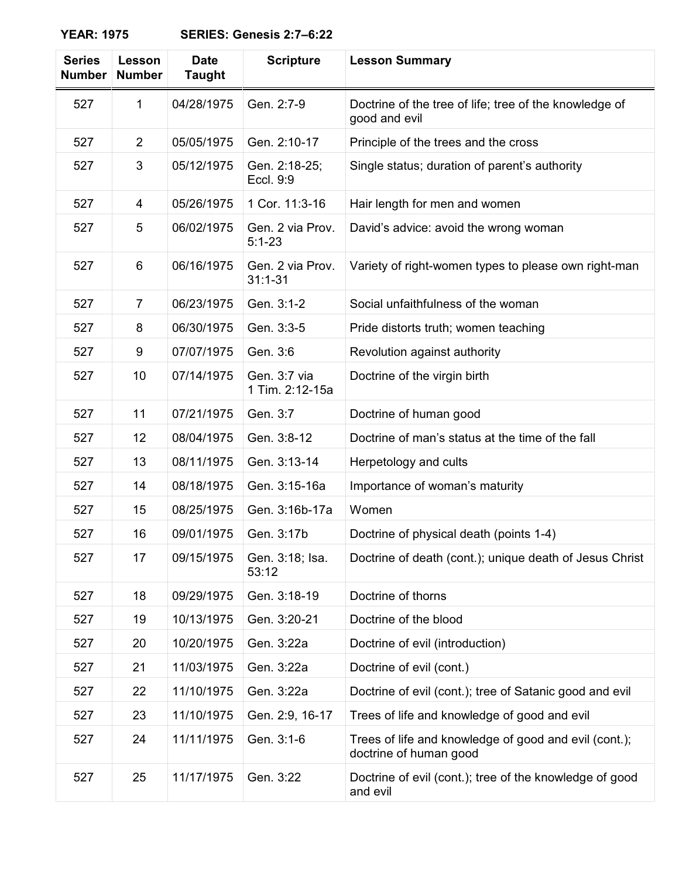**YEAR: 1975 SERIES: Genesis 2:7–6:22**

| Series Number | Lesson Number | Date Taught | Scripture | Lesson Summary |
|---|---|---|---|---|
| 527 | 1 | 04/28/1975 | Gen. 2:7-9 | Doctrine of the tree of life; tree of the knowledge of good and evil |
| 527 | 2 | 05/05/1975 | Gen. 2:10-17 | Principle of the trees and the cross |
| 527 | 3 | 05/12/1975 | Gen. 2:18-25; Eccl. 9:9 | Single status; duration of parent's authority |
| 527 | 4 | 05/26/1975 | 1 Cor. 11:3-16 | Hair length for men and women |
| 527 | 5 | 06/02/1975 | Gen. 2 via Prov. 5:1-23 | David's advice: avoid the wrong woman |
| 527 | 6 | 06/16/1975 | Gen. 2 via Prov. 31:1-31 | Variety of right-women types to please own right-man |
| 527 | 7 | 06/23/1975 | Gen. 3:1-2 | Social unfaithfulness of the woman |
| 527 | 8 | 06/30/1975 | Gen. 3:3-5 | Pride distorts truth; women teaching |
| 527 | 9 | 07/07/1975 | Gen. 3:6 | Revolution against authority |
| 527 | 10 | 07/14/1975 | Gen. 3:7 via 1 Tim. 2:12-15a | Doctrine of the virgin birth |
| 527 | 11 | 07/21/1975 | Gen. 3:7 | Doctrine of human good |
| 527 | 12 | 08/04/1975 | Gen. 3:8-12 | Doctrine of man's status at the time of the fall |
| 527 | 13 | 08/11/1975 | Gen. 3:13-14 | Herpetology and cults |
| 527 | 14 | 08/18/1975 | Gen. 3:15-16a | Importance of woman's maturity |
| 527 | 15 | 08/25/1975 | Gen. 3:16b-17a | Women |
| 527 | 16 | 09/01/1975 | Gen. 3:17b | Doctrine of physical death (points 1-4) |
| 527 | 17 | 09/15/1975 | Gen. 3:18; Isa. 53:12 | Doctrine of death (cont.); unique death of Jesus Christ |
| 527 | 18 | 09/29/1975 | Gen. 3:18-19 | Doctrine of thorns |
| 527 | 19 | 10/13/1975 | Gen. 3:20-21 | Doctrine of the blood |
| 527 | 20 | 10/20/1975 | Gen. 3:22a | Doctrine of evil (introduction) |
| 527 | 21 | 11/03/1975 | Gen. 3:22a | Doctrine of evil (cont.) |
| 527 | 22 | 11/10/1975 | Gen. 3:22a | Doctrine of evil (cont.); tree of Satanic good and evil |
| 527 | 23 | 11/10/1975 | Gen. 2:9, 16-17 | Trees of life and knowledge of good and evil |
| 527 | 24 | 11/11/1975 | Gen. 3:1-6 | Trees of life and knowledge of good and evil (cont.); doctrine of human good |
| 527 | 25 | 11/17/1975 | Gen. 3:22 | Doctrine of evil (cont.); tree of the knowledge of good and evil |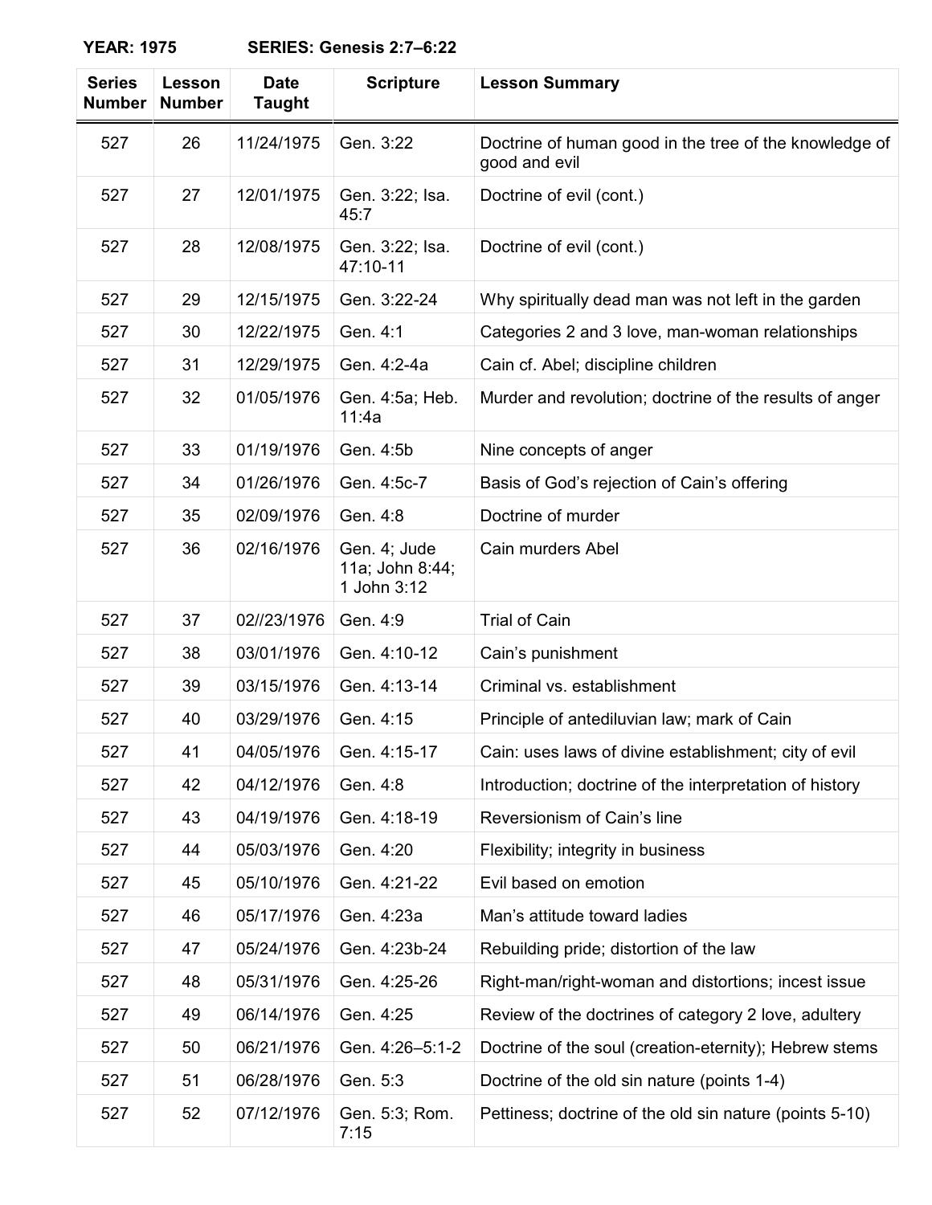**YEAR: 1975 SERIES: Genesis 2:7–6:22**

| Series Number | Lesson Number | Date Taught | Scripture | Lesson Summary |
|---|---|---|---|---|
| 527 | 26 | 11/24/1975 | Gen. 3:22 | Doctrine of human good in the tree of the knowledge of good and evil |
| 527 | 27 | 12/01/1975 | Gen. 3:22; Isa. 45:7 | Doctrine of evil (cont.) |
| 527 | 28 | 12/08/1975 | Gen. 3:22; Isa. 47:10-11 | Doctrine of evil (cont.) |
| 527 | 29 | 12/15/1975 | Gen. 3:22-24 | Why spiritually dead man was not left in the garden |
| 527 | 30 | 12/22/1975 | Gen. 4:1 | Categories 2 and 3 love, man-woman relationships |
| 527 | 31 | 12/29/1975 | Gen. 4:2-4a | Cain cf. Abel; discipline children |
| 527 | 32 | 01/05/1976 | Gen. 4:5a; Heb. 11:4a | Murder and revolution; doctrine of the results of anger |
| 527 | 33 | 01/19/1976 | Gen. 4:5b | Nine concepts of anger |
| 527 | 34 | 01/26/1976 | Gen. 4:5c-7 | Basis of God's rejection of Cain's offering |
| 527 | 35 | 02/09/1976 | Gen. 4:8 | Doctrine of murder |
| 527 | 36 | 02/16/1976 | Gen. 4; Jude 11a; John 8:44; 1 John 3:12 | Cain murders Abel |
| 527 | 37 | 02//23/1976 | Gen. 4:9 | Trial of Cain |
| 527 | 38 | 03/01/1976 | Gen. 4:10-12 | Cain's punishment |
| 527 | 39 | 03/15/1976 | Gen. 4:13-14 | Criminal vs. establishment |
| 527 | 40 | 03/29/1976 | Gen. 4:15 | Principle of antediluvian law; mark of Cain |
| 527 | 41 | 04/05/1976 | Gen. 4:15-17 | Cain: uses laws of divine establishment; city of evil |
| 527 | 42 | 04/12/1976 | Gen. 4:8 | Introduction; doctrine of the interpretation of history |
| 527 | 43 | 04/19/1976 | Gen. 4:18-19 | Reversionism of Cain's line |
| 527 | 44 | 05/03/1976 | Gen. 4:20 | Flexibility; integrity in business |
| 527 | 45 | 05/10/1976 | Gen. 4:21-22 | Evil based on emotion |
| 527 | 46 | 05/17/1976 | Gen. 4:23a | Man's attitude toward ladies |
| 527 | 47 | 05/24/1976 | Gen. 4:23b-24 | Rebuilding pride; distortion of the law |
| 527 | 48 | 05/31/1976 | Gen. 4:25-26 | Right-man/right-woman and distortions; incest issue |
| 527 | 49 | 06/14/1976 | Gen. 4:25 | Review of the doctrines of category 2 love, adultery |
| 527 | 50 | 06/21/1976 | Gen. 4:26–5:1-2 | Doctrine of the soul (creation-eternity); Hebrew stems |
| 527 | 51 | 06/28/1976 | Gen. 5:3 | Doctrine of the old sin nature (points 1-4) |
| 527 | 52 | 07/12/1976 | Gen. 5:3; Rom. 7:15 | Pettiness; doctrine of the old sin nature (points 5-10) |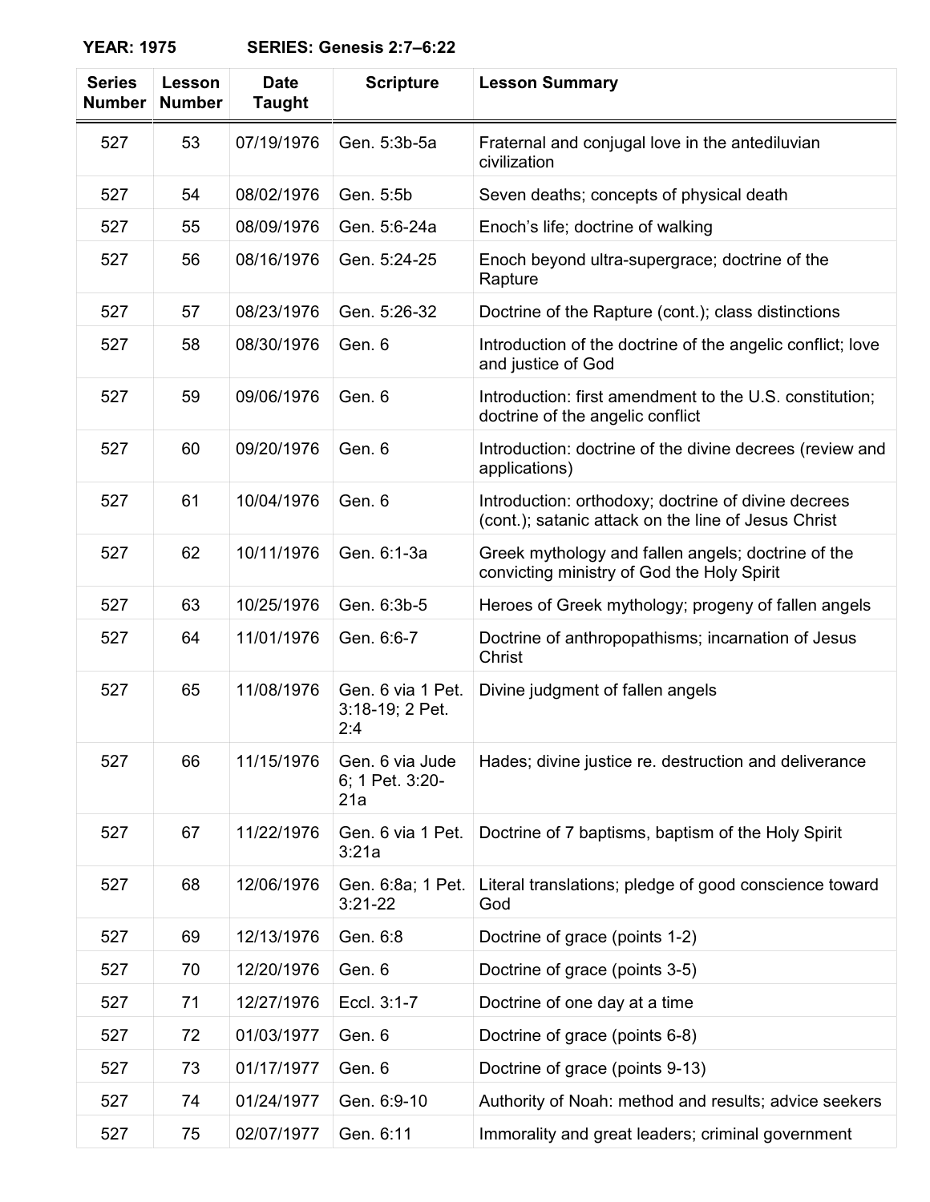**YEAR: 1975 SERIES: Genesis 2:7–6:22**

| Series Number | Lesson Number | Date Taught | Scripture | Lesson Summary |
|---|---|---|---|---|
| 527 | 53 | 07/19/1976 | Gen. 5:3b-5a | Fraternal and conjugal love in the antediluvian civilization |
| 527 | 54 | 08/02/1976 | Gen. 5:5b | Seven deaths; concepts of physical death |
| 527 | 55 | 08/09/1976 | Gen. 5:6-24a | Enoch's life; doctrine of walking |
| 527 | 56 | 08/16/1976 | Gen. 5:24-25 | Enoch beyond ultra-supergrace; doctrine of the Rapture |
| 527 | 57 | 08/23/1976 | Gen. 5:26-32 | Doctrine of the Rapture (cont.); class distinctions |
| 527 | 58 | 08/30/1976 | Gen. 6 | Introduction of the doctrine of the angelic conflict; love and justice of God |
| 527 | 59 | 09/06/1976 | Gen. 6 | Introduction: first amendment to the U.S. constitution; doctrine of the angelic conflict |
| 527 | 60 | 09/20/1976 | Gen. 6 | Introduction: doctrine of the divine decrees (review and applications) |
| 527 | 61 | 10/04/1976 | Gen. 6 | Introduction: orthodoxy; doctrine of divine decrees (cont.); satanic attack on the line of Jesus Christ |
| 527 | 62 | 10/11/1976 | Gen. 6:1-3a | Greek mythology and fallen angels; doctrine of the convicting ministry of God the Holy Spirit |
| 527 | 63 | 10/25/1976 | Gen. 6:3b-5 | Heroes of Greek mythology; progeny of fallen angels |
| 527 | 64 | 11/01/1976 | Gen. 6:6-7 | Doctrine of anthropopathisms; incarnation of Jesus Christ |
| 527 | 65 | 11/08/1976 | Gen. 6 via 1 Pet. 3:18-19; 2 Pet. 2:4 | Divine judgment of fallen angels |
| 527 | 66 | 11/15/1976 | Gen. 6 via Jude 6; 1 Pet. 3:20-21a | Hades; divine justice re. destruction and deliverance |
| 527 | 67 | 11/22/1976 | Gen. 6 via 1 Pet. 3:21a | Doctrine of 7 baptisms, baptism of the Holy Spirit |
| 527 | 68 | 12/06/1976 | Gen. 6:8a; 1 Pet. 3:21-22 | Literal translations; pledge of good conscience toward God |
| 527 | 69 | 12/13/1976 | Gen. 6:8 | Doctrine of grace (points 1-2) |
| 527 | 70 | 12/20/1976 | Gen. 6 | Doctrine of grace (points 3-5) |
| 527 | 71 | 12/27/1976 | Eccl. 3:1-7 | Doctrine of one day at a time |
| 527 | 72 | 01/03/1977 | Gen. 6 | Doctrine of grace (points 6-8) |
| 527 | 73 | 01/17/1977 | Gen. 6 | Doctrine of grace (points 9-13) |
| 527 | 74 | 01/24/1977 | Gen. 6:9-10 | Authority of Noah: method and results; advice seekers |
| 527 | 75 | 02/07/1977 | Gen. 6:11 | Immorality and great leaders; criminal government |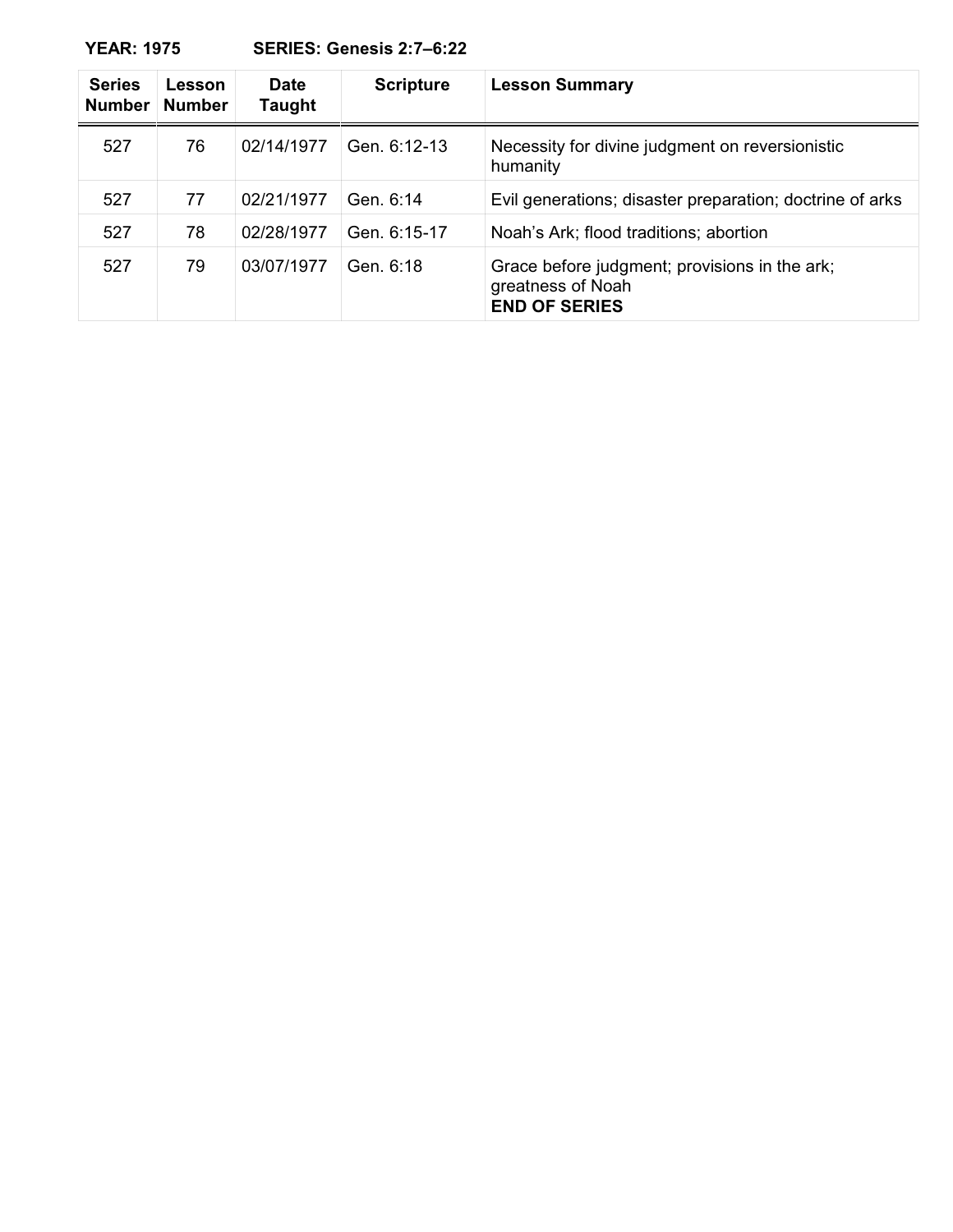**YEAR: 1975　　　　SERIES: Genesis 2:7–6:22**

| Series Number | Lesson Number | Date Taught | Scripture | Lesson Summary |
|---|---|---|---|---|
| 527 | 76 | 02/14/1977 | Gen. 6:12-13 | Necessity for divine judgment on reversionistic humanity |
| 527 | 77 | 02/21/1977 | Gen. 6:14 | Evil generations; disaster preparation; doctrine of arks |
| 527 | 78 | 02/28/1977 | Gen. 6:15-17 | Noah's Ark; flood traditions; abortion |
| 527 | 79 | 03/07/1977 | Gen. 6:18 | Grace before judgment; provisions in the ark; greatness of Noah **END OF SERIES** |